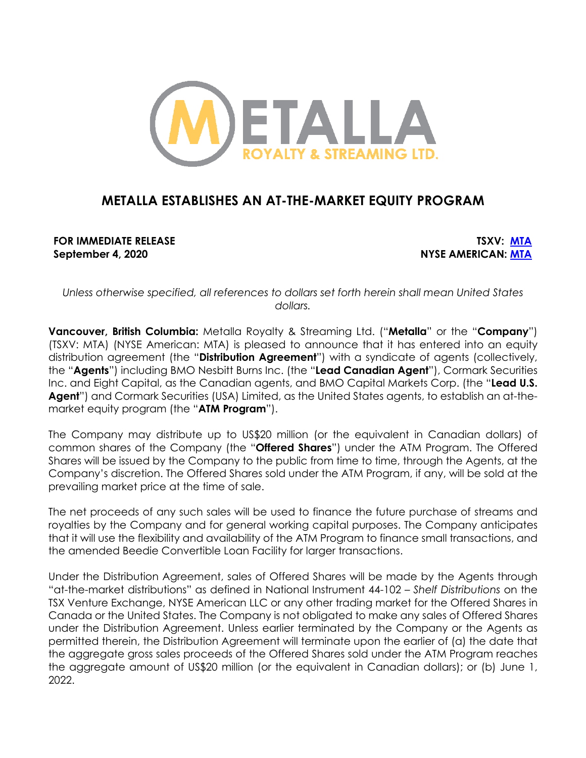# METALLA ESTABLISHES AN AT-THE-MARKET EQUITY PROGRAM

**FOR IMMEDIATE RELEASE**
**September 4, 2020**

**TSXV: MTA**
**NYSE AMERICAN: MTA**

*Unless otherwise specified, all references to dollars set forth herein shall mean United States dollars.*

**Vancouver, British Columbia:** Metalla Royalty & Streaming Ltd. ("**Metalla**" or the "**Company**") (TSXV: MTA) (NYSE American: MTA) is pleased to announce that it has entered into an equity distribution agreement (the "**Distribution Agreement**") with a syndicate of agents (collectively, the "**Agents**") including BMO Nesbitt Burns Inc. (the "**Lead Canadian Agent**"), Cormark Securities Inc. and Eight Capital, as the Canadian agents, and BMO Capital Markets Corp. (the "**Lead U.S. Agent**") and Cormark Securities (USA) Limited, as the United States agents, to establish an at-the-market equity program (the "**ATM Program**").

The Company may distribute up to US$20 million (or the equivalent in Canadian dollars) of common shares of the Company (the "**Offered Shares**") under the ATM Program. The Offered Shares will be issued by the Company to the public from time to time, through the Agents, at the Company's discretion. The Offered Shares sold under the ATM Program, if any, will be sold at the prevailing market price at the time of sale.

The net proceeds of any such sales will be used to finance the future purchase of streams and royalties by the Company and for general working capital purposes. The Company anticipates that it will use the flexibility and availability of the ATM Program to finance small transactions, and the amended Beedie Convertible Loan Facility for larger transactions.

Under the Distribution Agreement, sales of Offered Shares will be made by the Agents through "at-the-market distributions" as defined in National Instrument 44-102 – *Shelf Distributions* on the TSX Venture Exchange, NYSE American LLC or any other trading market for the Offered Shares in Canada or the United States. The Company is not obligated to make any sales of Offered Shares under the Distribution Agreement. Unless earlier terminated by the Company or the Agents as permitted therein, the Distribution Agreement will terminate upon the earlier of (a) the date that the aggregate gross sales proceeds of the Offered Shares sold under the ATM Program reaches the aggregate amount of US$20 million (or the equivalent in Canadian dollars); or (b) June 1, 2022.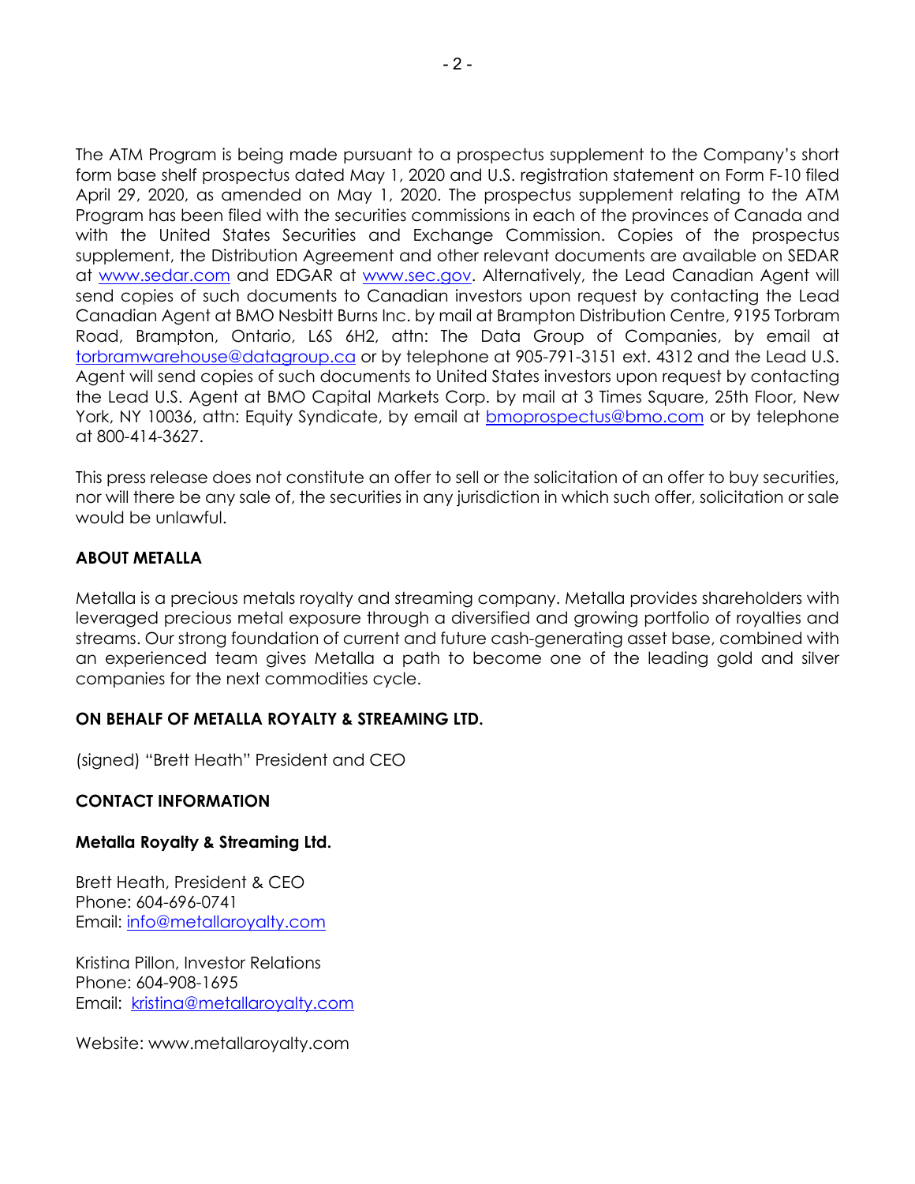The ATM Program is being made pursuant to a prospectus supplement to the Company's short form base shelf prospectus dated May 1, 2020 and U.S. registration statement on Form F-10 filed April 29, 2020, as amended on May 1, 2020. The prospectus supplement relating to the ATM Program has been filed with the securities commissions in each of the provinces of Canada and with the United States Securities and Exchange Commission. Copies of the prospectus supplement, the Distribution Agreement and other relevant documents are available on SEDAR at www.sedar.com and EDGAR at www.sec.gov. Alternatively, the Lead Canadian Agent will send copies of such documents to Canadian investors upon request by contacting the Lead Canadian Agent at BMO Nesbitt Burns Inc. by mail at Brampton Distribution Centre, 9195 Torbram Road, Brampton, Ontario, L6S 6H2, attn: The Data Group of Companies, by email at torbramwarehouse@datagroup.ca or by telephone at 905-791-3151 ext. 4312 and the Lead U.S. Agent will send copies of such documents to United States investors upon request by contacting the Lead U.S. Agent at BMO Capital Markets Corp. by mail at 3 Times Square, 25th Floor, New York, NY 10036, attn: Equity Syndicate, by email at bmoprospectus@bmo.com or by telephone at 800-414-3627.

This press release does not constitute an offer to sell or the solicitation of an offer to buy securities, nor will there be any sale of, the securities in any jurisdiction in which such offer, solicitation or sale would be unlawful.

**ABOUT METALLA**

Metalla is a precious metals royalty and streaming company. Metalla provides shareholders with leveraged precious metal exposure through a diversified and growing portfolio of royalties and streams. Our strong foundation of current and future cash-generating asset base, combined with an experienced team gives Metalla a path to become one of the leading gold and silver companies for the next commodities cycle.

**ON BEHALF OF METALLA ROYALTY & STREAMING LTD.**

(signed) "Brett Heath" President and CEO

**CONTACT INFORMATION**

**Metalla Royalty & Streaming Ltd.**

Brett Heath, President & CEO
Phone: 604-696-0741
Email: info@metallaroyalty.com

Kristina Pillon, Investor Relations
Phone: 604-908-1695
Email: kristina@metallaroyalty.com

Website: www.metallaroyalty.com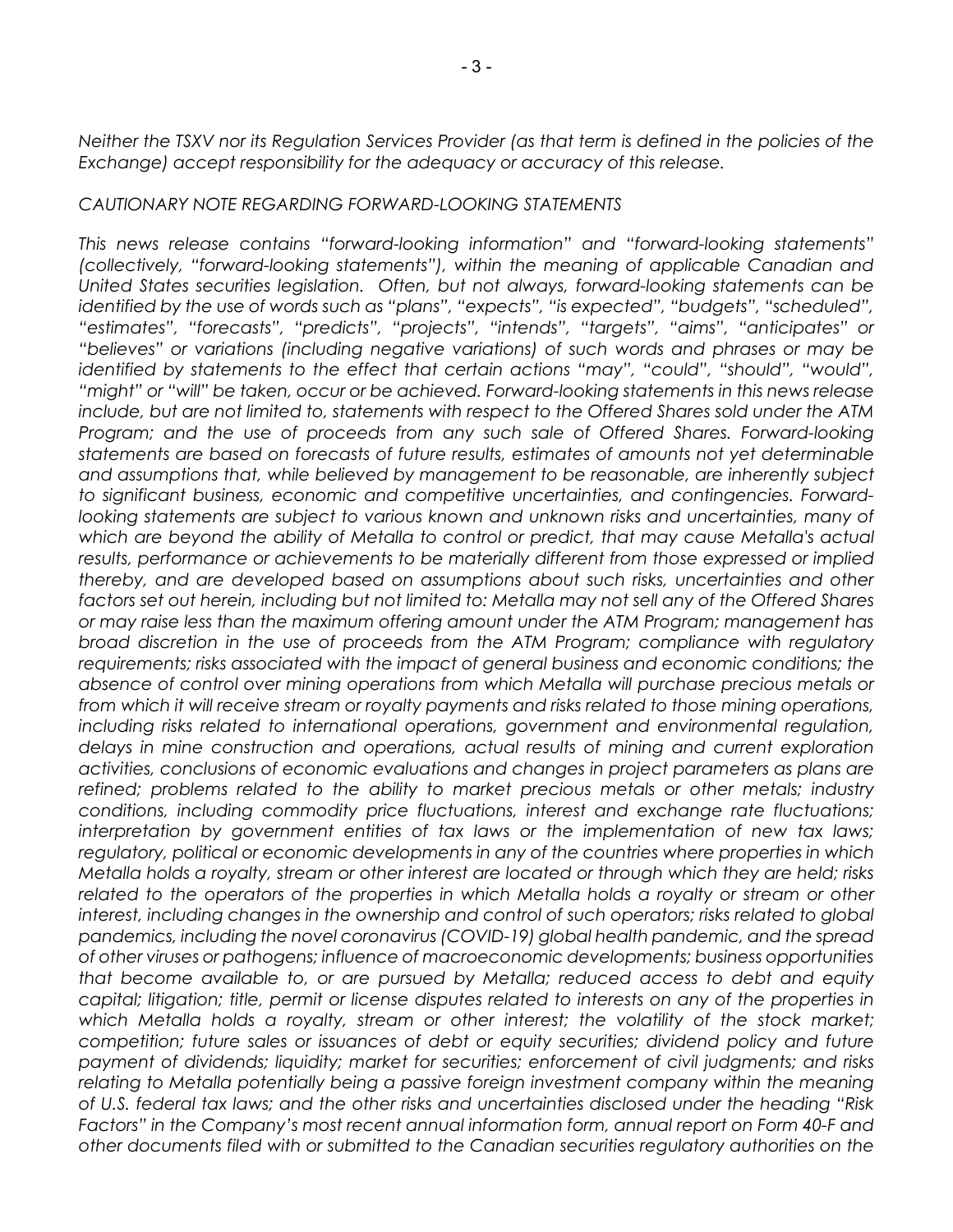*Neither the TSXV nor its Regulation Services Provider (as that term is defined in the policies of the Exchange) accept responsibility for the adequacy or accuracy of this release.*

*CAUTIONARY NOTE REGARDING FORWARD-LOOKING STATEMENTS*

*This news release contains "forward-looking information" and "forward-looking statements" (collectively, "forward-looking statements"), within the meaning of applicable Canadian and United States securities legislation. Often, but not always, forward-looking statements can be identified by the use of words such as "plans", "expects", "is expected", "budgets", "scheduled", "estimates", "forecasts", "predicts", "projects", "intends", "targets", "aims", "anticipates" or "believes" or variations (including negative variations) of such words and phrases or may be identified by statements to the effect that certain actions "may", "could", "should", "would", "might" or "will" be taken, occur or be achieved. Forward-looking statements in this news release include, but are not limited to, statements with respect to the Offered Shares sold under the ATM Program; and the use of proceeds from any such sale of Offered Shares. Forward-looking statements are based on forecasts of future results, estimates of amounts not yet determinable and assumptions that, while believed by management to be reasonable, are inherently subject to significant business, economic and competitive uncertainties, and contingencies. Forward-looking statements are subject to various known and unknown risks and uncertainties, many of which are beyond the ability of Metalla to control or predict, that may cause Metalla's actual results, performance or achievements to be materially different from those expressed or implied thereby, and are developed based on assumptions about such risks, uncertainties and other factors set out herein, including but not limited to: Metalla may not sell any of the Offered Shares or may raise less than the maximum offering amount under the ATM Program; management has broad discretion in the use of proceeds from the ATM Program; compliance with regulatory requirements; risks associated with the impact of general business and economic conditions; the absence of control over mining operations from which Metalla will purchase precious metals or from which it will receive stream or royalty payments and risks related to those mining operations, including risks related to international operations, government and environmental regulation, delays in mine construction and operations, actual results of mining and current exploration activities, conclusions of economic evaluations and changes in project parameters as plans are refined; problems related to the ability to market precious metals or other metals; industry conditions, including commodity price fluctuations, interest and exchange rate fluctuations; interpretation by government entities of tax laws or the implementation of new tax laws; regulatory, political or economic developments in any of the countries where properties in which Metalla holds a royalty, stream or other interest are located or through which they are held; risks related to the operators of the properties in which Metalla holds a royalty or stream or other interest, including changes in the ownership and control of such operators; risks related to global pandemics, including the novel coronavirus (COVID-19) global health pandemic, and the spread of other viruses or pathogens; influence of macroeconomic developments; business opportunities that become available to, or are pursued by Metalla; reduced access to debt and equity capital; litigation; title, permit or license disputes related to interests on any of the properties in which Metalla holds a royalty, stream or other interest; the volatility of the stock market; competition; future sales or issuances of debt or equity securities; dividend policy and future payment of dividends; liquidity; market for securities; enforcement of civil judgments; and risks relating to Metalla potentially being a passive foreign investment company within the meaning of U.S. federal tax laws; and the other risks and uncertainties disclosed under the heading "Risk Factors" in the Company's most recent annual information form, annual report on Form 40-F and other documents filed with or submitted to the Canadian securities regulatory authorities on the*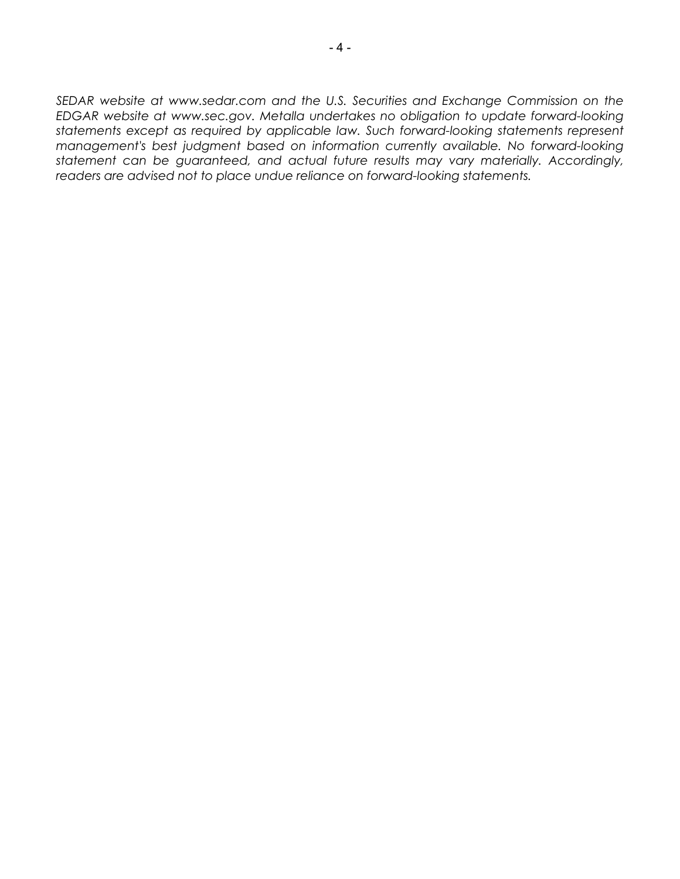*SEDAR website at www.sedar.com and the U.S. Securities and Exchange Commission on the EDGAR website at www.sec.gov. Metalla undertakes no obligation to update forward-looking statements except as required by applicable law. Such forward-looking statements represent management's best judgment based on information currently available. No forward-looking statement can be guaranteed, and actual future results may vary materially. Accordingly, readers are advised not to place undue reliance on forward-looking statements.*